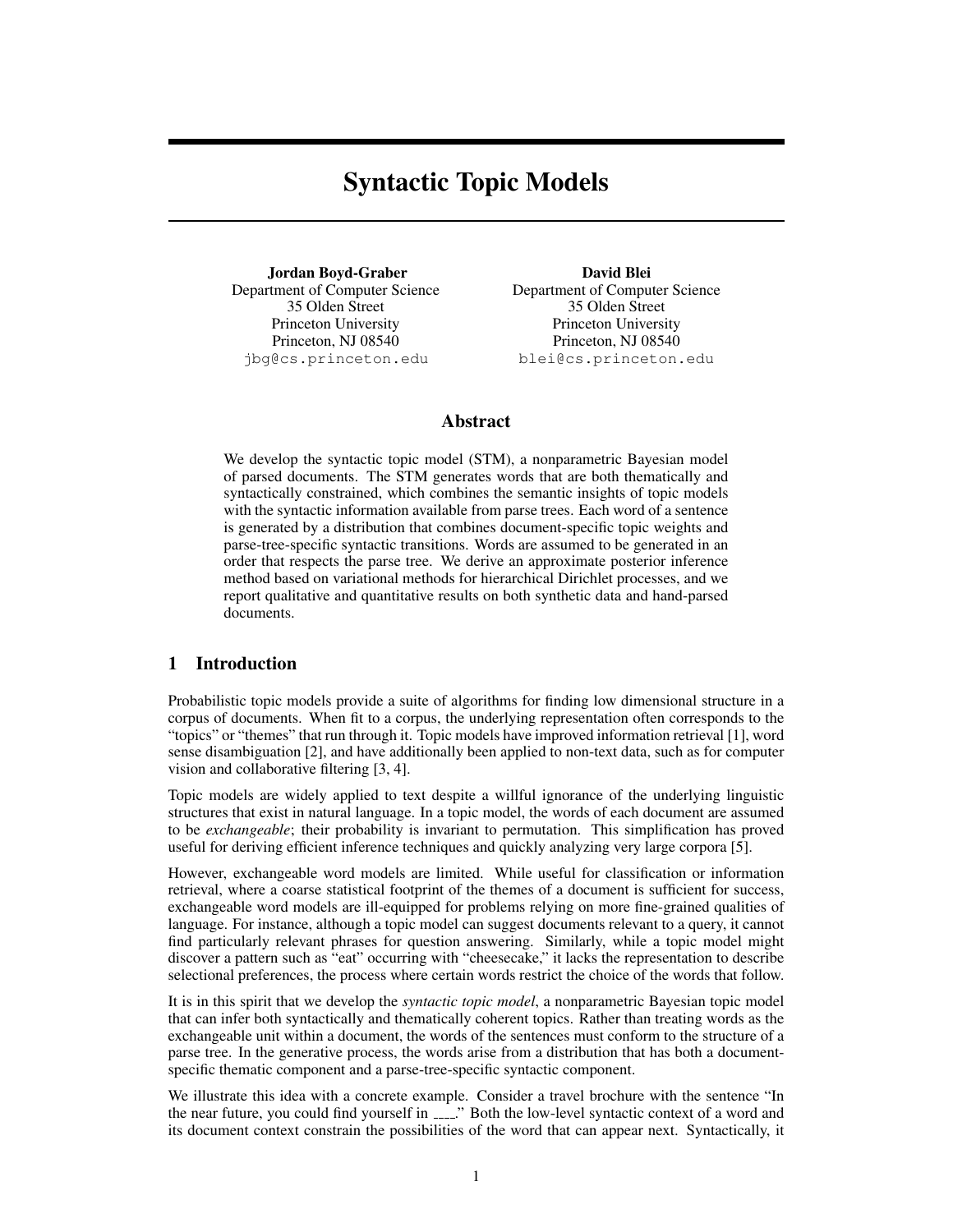# Syntactic Topic Models

**Jordan Boyd-Graber**
Department of Computer Science
35 Olden Street
Princeton University
Princeton, NJ 08540
jbg@cs.princeton.edu

**David Blei**
Department of Computer Science
35 Olden Street
Princeton University
Princeton, NJ 08540
blei@cs.princeton.edu

## Abstract

We develop the syntactic topic model (STM), a nonparametric Bayesian model of parsed documents. The STM generates words that are both thematically and syntactically constrained, which combines the semantic insights of topic models with the syntactic information available from parse trees. Each word of a sentence is generated by a distribution that combines document-specific topic weights and parse-tree-specific syntactic transitions. Words are assumed to be generated in an order that respects the parse tree. We derive an approximate posterior inference method based on variational methods for hierarchical Dirichlet processes, and we report qualitative and quantitative results on both synthetic data and hand-parsed documents.

## 1 Introduction

Probabilistic topic models provide a suite of algorithms for finding low dimensional structure in a corpus of documents. When fit to a corpus, the underlying representation often corresponds to the "topics" or "themes" that run through it. Topic models have improved information retrieval [1], word sense disambiguation [2], and have additionally been applied to non-text data, such as for computer vision and collaborative filtering [3, 4].

Topic models are widely applied to text despite a willful ignorance of the underlying linguistic structures that exist in natural language. In a topic model, the words of each document are assumed to be *exchangeable*; their probability is invariant to permutation. This simplification has proved useful for deriving efficient inference techniques and quickly analyzing very large corpora [5].

However, exchangeable word models are limited. While useful for classification or information retrieval, where a coarse statistical footprint of the themes of a document is sufficient for success, exchangeable word models are ill-equipped for problems relying on more fine-grained qualities of language. For instance, although a topic model can suggest documents relevant to a query, it cannot find particularly relevant phrases for question answering. Similarly, while a topic model might discover a pattern such as "eat" occurring with "cheesecake," it lacks the representation to describe selectional preferences, the process where certain words restrict the choice of the words that follow.

It is in this spirit that we develop the *syntactic topic model*, a nonparametric Bayesian topic model that can infer both syntactically and thematically coherent topics. Rather than treating words as the exchangeable unit within a document, the words of the sentences must conform to the structure of a parse tree. In the generative process, the words arise from a distribution that has both a document-specific thematic component and a parse-tree-specific syntactic component.

We illustrate this idea with a concrete example. Consider a travel brochure with the sentence "In the near future, you could find yourself in ____." Both the low-level syntactic context of a word and its document context constrain the possibilities of the word that can appear next. Syntactically, it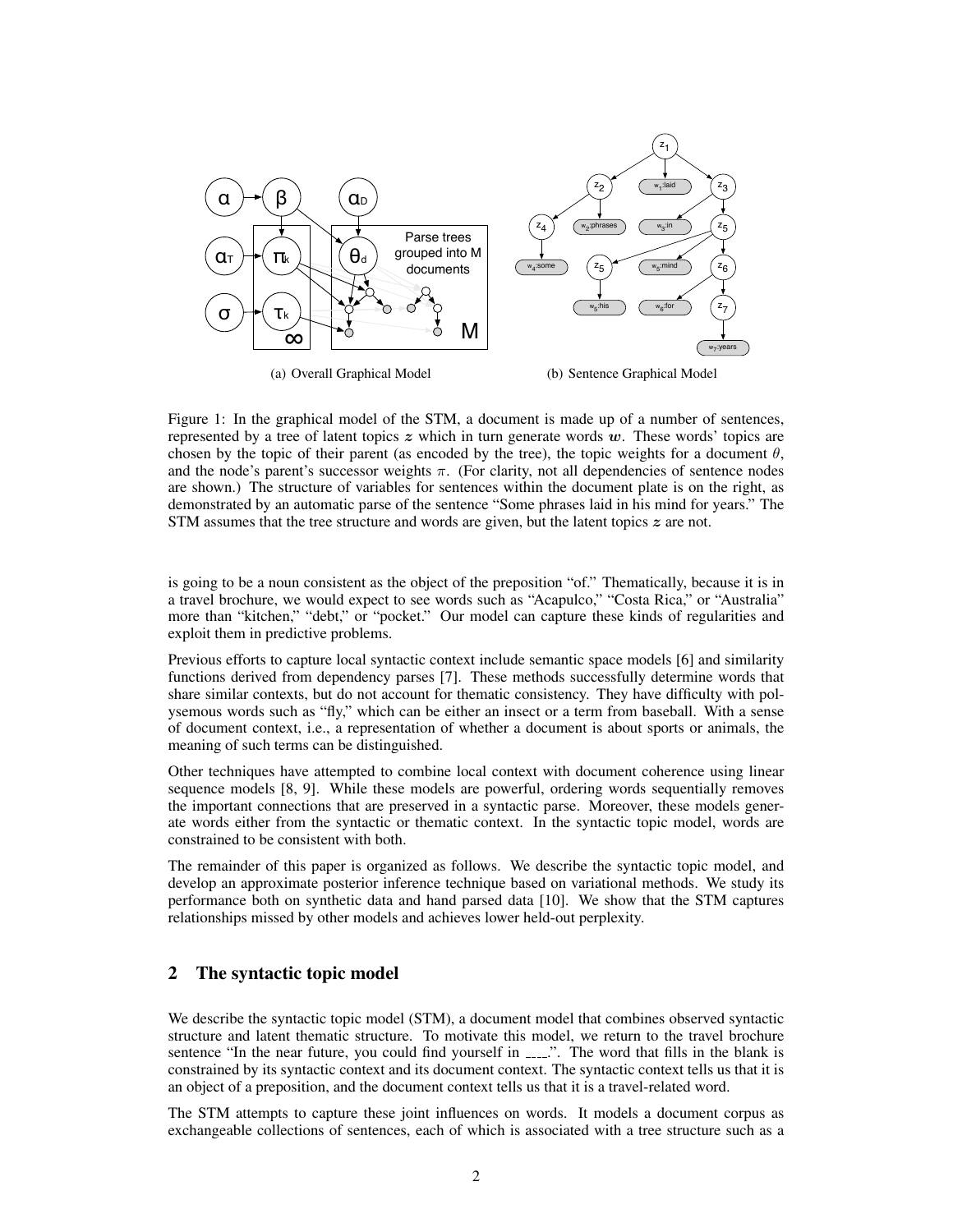(a) Overall Graphical Model

(b) Sentence Graphical Model

Figure 1: In the graphical model of the STM, a document is made up of a number of sentences, represented by a tree of latent topics $z$ which in turn generate words $w$. These words' topics are chosen by the topic of their parent (as encoded by the tree), the topic weights for a document $\theta$, and the node's parent's successor weights $\pi$. (For clarity, not all dependencies of sentence nodes are shown.) The structure of variables for sentences within the document plate is on the right, as demonstrated by an automatic parse of the sentence "Some phrases laid in his mind for years." The STM assumes that the tree structure and words are given, but the latent topics $z$ are not.

is going to be a noun consistent as the object of the preposition "of." Thematically, because it is in a travel brochure, we would expect to see words such as "Acapulco," "Costa Rica," or "Australia" more than "kitchen," "debt," or "pocket." Our model can capture these kinds of regularities and exploit them in predictive problems.

Previous efforts to capture local syntactic context include semantic space models [6] and similarity functions derived from dependency parses [7]. These methods successfully determine words that share similar contexts, but do not account for thematic consistency. They have difficulty with polysemous words such as "fly," which can be either an insect or a term from baseball. With a sense of document context, i.e., a representation of whether a document is about sports or animals, the meaning of such terms can be distinguished.

Other techniques have attempted to combine local context with document coherence using linear sequence models [8, 9]. While these models are powerful, ordering words sequentially removes the important connections that are preserved in a syntactic parse. Moreover, these models generate words either from the syntactic or thematic context. In the syntactic topic model, words are constrained to be consistent with both.

The remainder of this paper is organized as follows. We describe the syntactic topic model, and develop an approximate posterior inference technique based on variational methods. We study its performance both on synthetic data and hand parsed data [10]. We show that the STM captures relationships missed by other models and achieves lower held-out perplexity.

## 2 The syntactic topic model

We describe the syntactic topic model (STM), a document model that combines observed syntactic structure and latent thematic structure. To motivate this model, we return to the travel brochure sentence "In the near future, you could find yourself in ____.". The word that fills in the blank is constrained by its syntactic context and its document context. The syntactic context tells us that it is an object of a preposition, and the document context tells us that it is a travel-related word.

The STM attempts to capture these joint influences on words. It models a document corpus as exchangeable collections of sentences, each of which is associated with a tree structure such as a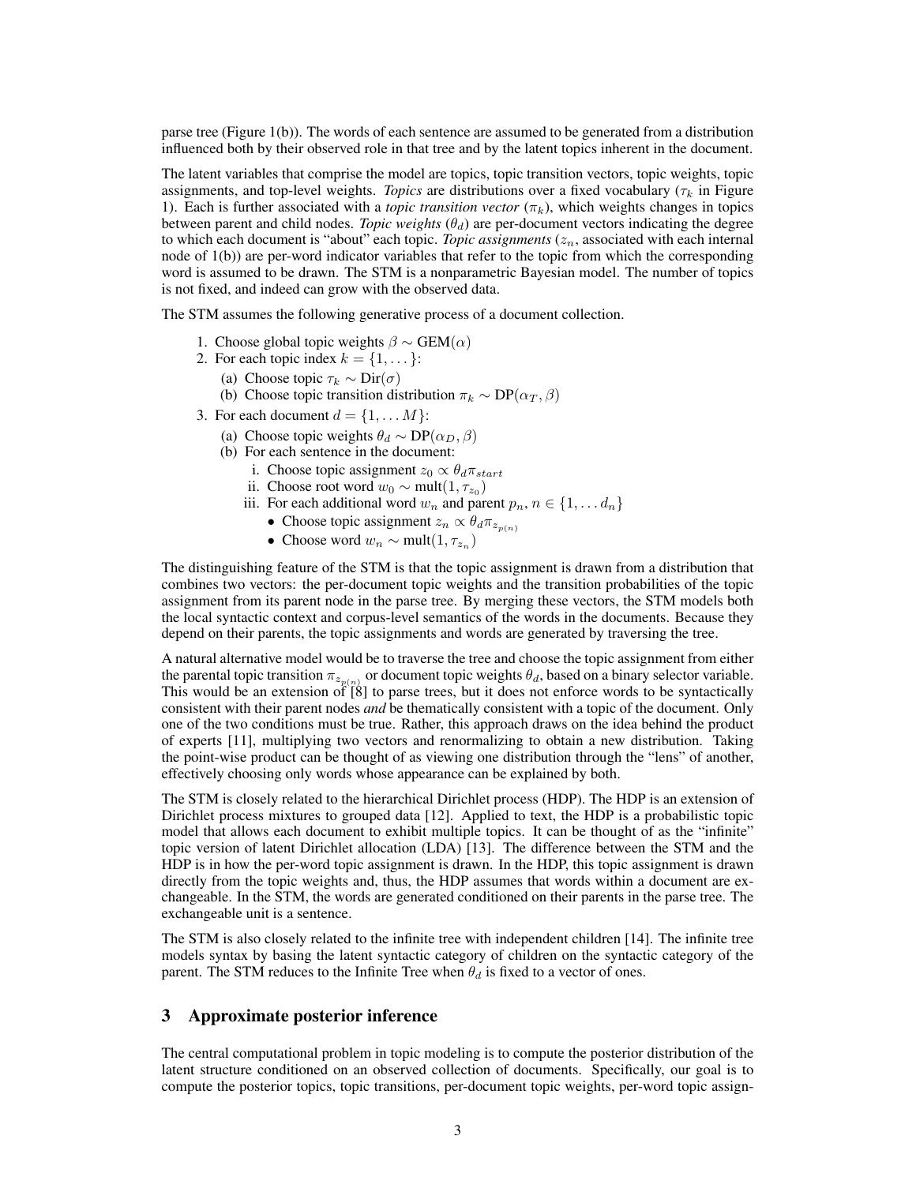parse tree (Figure 1(b)). The words of each sentence are assumed to be generated from a distribution influenced both by their observed role in that tree and by the latent topics inherent in the document.

The latent variables that comprise the model are topics, topic transition vectors, topic weights, topic assignments, and top-level weights. *Topics* are distributions over a fixed vocabulary ($\tau_k$ in Figure 1). Each is further associated with a *topic transition vector* ($\pi_k$), which weights changes in topics between parent and child nodes. *Topic weights* ($\theta_d$) are per-document vectors indicating the degree to which each document is "about" each topic. *Topic assignments* ($z_n$, associated with each internal node of 1(b)) are per-word indicator variables that refer to the topic from which the corresponding word is assumed to be drawn. The STM is a nonparametric Bayesian model. The number of topics is not fixed, and indeed can grow with the observed data.

The STM assumes the following generative process of a document collection.

1. Choose global topic weights $\beta \sim \text{GEM}(\alpha)$
2. For each topic index $k = \{1, \dots\}$:
   (a) Choose topic $\tau_k \sim \text{Dir}(\sigma)$
   (b) Choose topic transition distribution $\pi_k \sim \text{DP}(\alpha_T, \beta)$
3. For each document $d = \{1, \dots M\}$:
   (a) Choose topic weights $\theta_d \sim \text{DP}(\alpha_D, \beta)$
   (b) For each sentence in the document:
      i. Choose topic assignment $z_0 \propto \theta_d \pi_{start}$
      ii. Choose root word $w_0 \sim \text{mult}(1, \tau_{z_0})$
      iii. For each additional word $w_n$ and parent $p_n$, $n \in \{1, \dots d_n\}$
         - Choose topic assignment $z_n \propto \theta_d \pi_{z_{p(n)}}$
         - Choose word $w_n \sim \text{mult}(1, \tau_{z_n})$

The distinguishing feature of the STM is that the topic assignment is drawn from a distribution that combines two vectors: the per-document topic weights and the transition probabilities of the topic assignment from its parent node in the parse tree. By merging these vectors, the STM models both the local syntactic context and corpus-level semantics of the words in the documents. Because they depend on their parents, the topic assignments and words are generated by traversing the tree.

A natural alternative model would be to traverse the tree and choose the topic assignment from either the parental topic transition $\pi_{z_{p(n)}}$ or document topic weights $\theta_d$, based on a binary selector variable. This would be an extension of [8] to parse trees, but it does not enforce words to be syntactically consistent with their parent nodes *and* be thematically consistent with a topic of the document. Only one of the two conditions must be true. Rather, this approach draws on the idea behind the product of experts [11], multiplying two vectors and renormalizing to obtain a new distribution. Taking the point-wise product can be thought of as viewing one distribution through the "lens" of another, effectively choosing only words whose appearance can be explained by both.

The STM is closely related to the hierarchical Dirichlet process (HDP). The HDP is an extension of Dirichlet process mixtures to grouped data [12]. Applied to text, the HDP is a probabilistic topic model that allows each document to exhibit multiple topics. It can be thought of as the "infinite" topic version of latent Dirichlet allocation (LDA) [13]. The difference between the STM and the HDP is in how the per-word topic assignment is drawn. In the HDP, this topic assignment is drawn directly from the topic weights and, thus, the HDP assumes that words within a document are exchangeable. In the STM, the words are generated conditioned on their parents in the parse tree. The exchangeable unit is a sentence.

The STM is also closely related to the infinite tree with independent children [14]. The infinite tree models syntax by basing the latent syntactic category of children on the syntactic category of the parent. The STM reduces to the Infinite Tree when $\theta_d$ is fixed to a vector of ones.

## 3 Approximate posterior inference

The central computational problem in topic modeling is to compute the posterior distribution of the latent structure conditioned on an observed collection of documents. Specifically, our goal is to compute the posterior topics, topic transitions, per-document topic weights, per-word topic assign-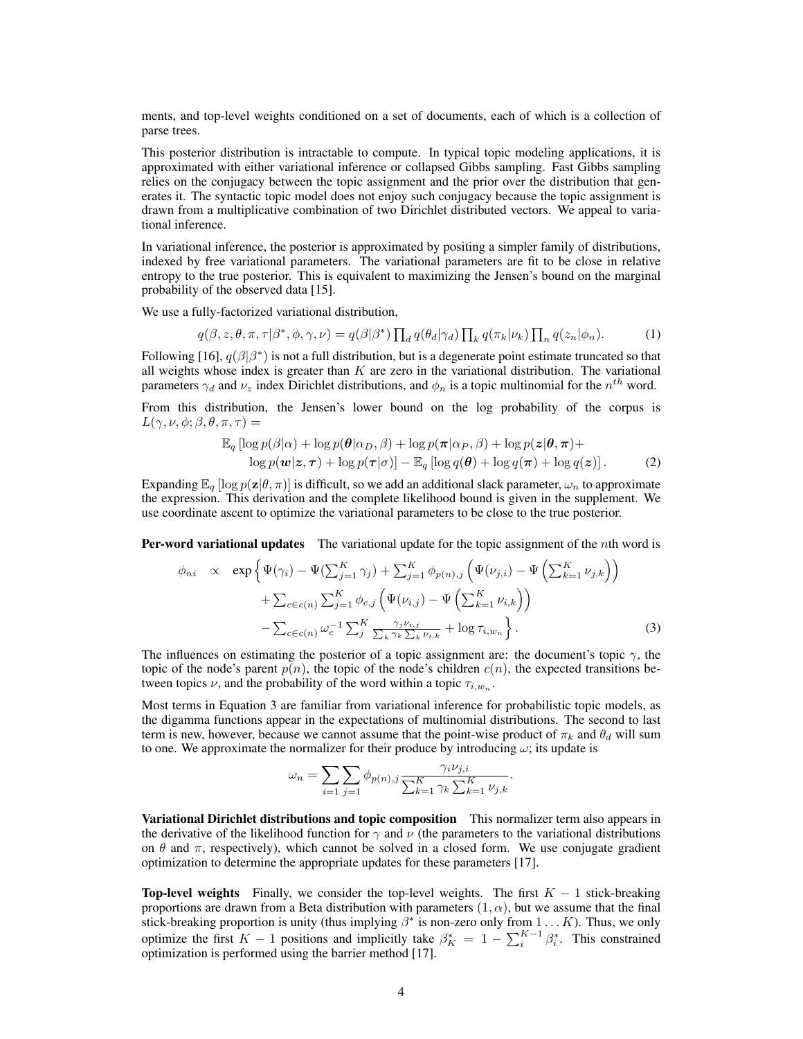ments, and top-level weights conditioned on a set of documents, each of which is a collection of parse trees.

This posterior distribution is intractable to compute. In typical topic modeling applications, it is approximated with either variational inference or collapsed Gibbs sampling. Fast Gibbs sampling relies on the conjugacy between the topic assignment and the prior over the distribution that generates it. The syntactic topic model does not enjoy such conjugacy because the topic assignment is drawn from a multiplicative combination of two Dirichlet distributed vectors. We appeal to variational inference.

In variational inference, the posterior is approximated by positing a simpler family of distributions, indexed by free variational parameters. The variational parameters are fit to be close in relative entropy to the true posterior. This is equivalent to maximizing the Jensen's bound on the marginal probability of the observed data [15].

We use a fully-factorized variational distribution,

$$q(\beta, z, \theta, \pi, \tau | \beta^*, \phi, \gamma, \nu) = q(\beta|\beta^*) \prod_d q(\theta_d|\gamma_d) \prod_k q(\pi_k|\nu_k) \prod_n q(z_n|\phi_n). \tag{1}$$

Following [16], $q(\beta|\beta^*)$ is not a full distribution, but is a degenerate point estimate truncated so that all weights whose index is greater than $K$ are zero in the variational distribution. The variational parameters $\gamma_d$ and $\nu_z$ index Dirichlet distributions, and $\phi_n$ is a topic multinomial for the $n^{th}$ word.

From this distribution, the Jensen's lower bound on the log probability of the corpus is $L(\gamma, \nu, \phi; \beta, \theta, \pi, \tau) =$

$$\begin{aligned} &\mathbb{E}_q \left[ \log p(\beta|\alpha) + \log p(\boldsymbol{\theta}|\alpha_D, \beta) + \log p(\boldsymbol{\pi}|\alpha_P, \beta) + \log p(\boldsymbol{z}|\boldsymbol{\theta}, \boldsymbol{\pi}) + \right. \\ &\left. \quad \log p(\boldsymbol{w}|\boldsymbol{z}, \boldsymbol{\tau}) + \log p(\boldsymbol{\tau}|\sigma) \right] - \mathbb{E}_q \left[ \log q(\boldsymbol{\theta}) + \log q(\boldsymbol{\pi}) + \log q(\boldsymbol{z}) \right]. \end{aligned} \tag{2}$$

Expanding $\mathbb{E}_q [\log p(\mathbf{z}|\theta, \pi)]$ is difficult, so we add an additional slack parameter, $\omega_n$ to approximate the expression. This derivation and the complete likelihood bound is given in the supplement. We use coordinate ascent to optimize the variational parameters to be close to the true posterior.

**Per-word variational updates** The variational update for the topic assignment of the $n$th word is

$$\begin{aligned} \phi_{ni} \quad \propto \quad \exp \Big\{ &\Psi(\gamma_i) - \Psi(\textstyle\sum_{j=1}^K \gamma_j) + \sum_{j=1}^K \phi_{p(n),j} \left( \Psi(\nu_{j,i}) - \Psi\left( \sum_{k=1}^K \nu_{j,k} \right) \right) \\ &+ \textstyle\sum_{c \in c(n)} \sum_{j=1}^K \phi_{c,j} \left( \Psi(\nu_{i,j}) - \Psi\left( \sum_{k=1}^K \nu_{i,k} \right) \right) \\ &- \textstyle\sum_{c \in c(n)} \omega_c^{-1} \sum_j^K \frac{\gamma_j \nu_{i,j}}{\sum_k \gamma_k \sum_k \nu_{i,k}} + \log \tau_{i,w_n} \Big\}. \end{aligned} \tag{3}$$

The influences on estimating the posterior of a topic assignment are: the document's topic $\gamma$, the topic of the node's parent $p(n)$, the topic of the node's children $c(n)$, the expected transitions between topics $\nu$, and the probability of the word within a topic $\tau_{i,w_n}$.

Most terms in Equation 3 are familiar from variational inference for probabilistic topic models, as the digamma functions appear in the expectations of multinomial distributions. The second to last term is new, however, because we cannot assume that the point-wise product of $\pi_k$ and $\theta_d$ will sum to one. We approximate the normalizer for their produce by introducing $\omega$; its update is

$$\omega_n = \sum_{i=1} \sum_{j=1} \phi_{p(n),j} \frac{\gamma_i \nu_{j,i}}{\sum_{k=1}^K \gamma_k \sum_{k=1}^K \nu_{j,k}}.$$

**Variational Dirichlet distributions and topic composition** This normalizer term also appears in the derivative of the likelihood function for $\gamma$ and $\nu$ (the parameters to the variational distributions on $\theta$ and $\pi$, respectively), which cannot be solved in a closed form. We use conjugate gradient optimization to determine the appropriate updates for these parameters [17].

**Top-level weights** Finally, we consider the top-level weights. The first $K - 1$ stick-breaking proportions are drawn from a Beta distribution with parameters $(1, \alpha)$, but we assume that the final stick-breaking proportion is unity (thus implying $\beta^*$ is non-zero only from $1 \ldots K$). Thus, we only optimize the first $K - 1$ positions and implicitly take $\beta_K^* = 1 - \sum_i^{K-1} \beta_i^*$. This constrained optimization is performed using the barrier method [17].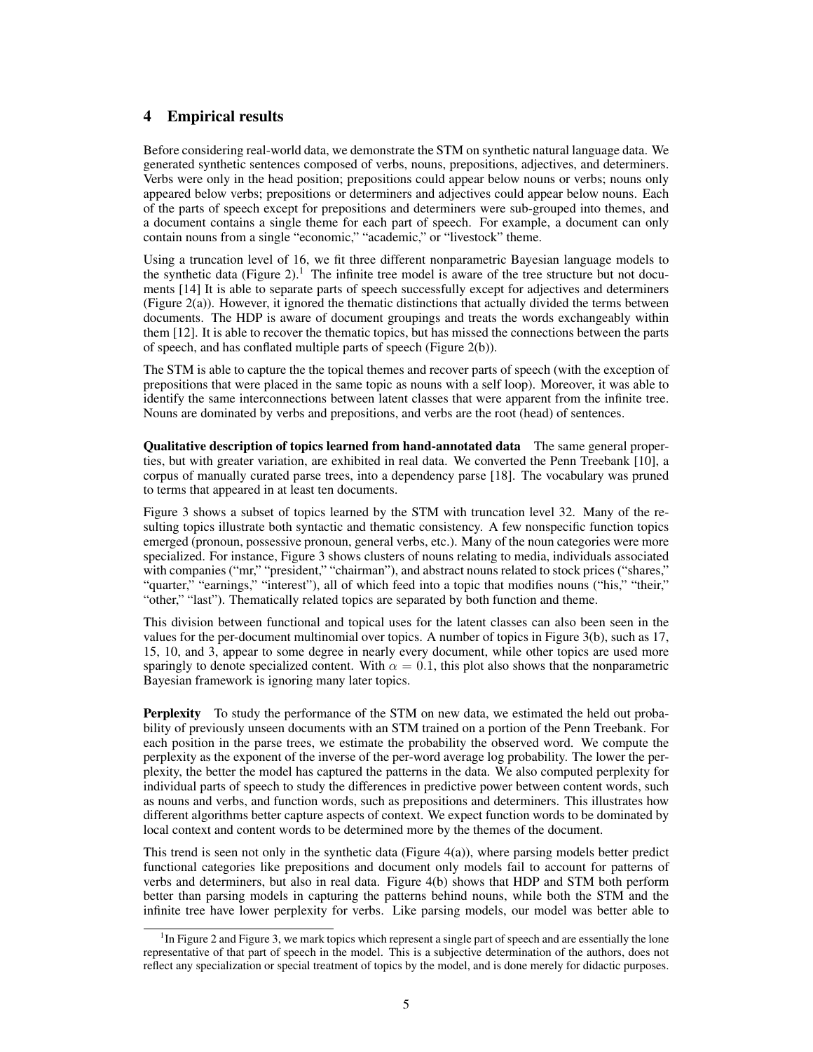## 4 Empirical results

Before considering real-world data, we demonstrate the STM on synthetic natural language data. We generated synthetic sentences composed of verbs, nouns, prepositions, adjectives, and determiners. Verbs were only in the head position; prepositions could appear below nouns or verbs; nouns only appeared below verbs; prepositions or determiners and adjectives could appear below nouns. Each of the parts of speech except for prepositions and determiners were sub-grouped into themes, and a document contains a single theme for each part of speech. For example, a document can only contain nouns from a single "economic," "academic," or "livestock" theme.

Using a truncation level of 16, we fit three different nonparametric Bayesian language models to the synthetic data (Figure 2).[1] The infinite tree model is aware of the tree structure but not documents [14] It is able to separate parts of speech successfully except for adjectives and determiners (Figure 2(a)). However, it ignored the thematic distinctions that actually divided the terms between documents. The HDP is aware of document groupings and treats the words exchangeably within them [12]. It is able to recover the thematic topics, but has missed the connections between the parts of speech, and has conflated multiple parts of speech (Figure 2(b)).

The STM is able to capture the the topical themes and recover parts of speech (with the exception of prepositions that were placed in the same topic as nouns with a self loop). Moreover, it was able to identify the same interconnections between latent classes that were apparent from the infinite tree. Nouns are dominated by verbs and prepositions, and verbs are the root (head) of sentences.

**Qualitative description of topics learned from hand-annotated data** The same general properties, but with greater variation, are exhibited in real data. We converted the Penn Treebank [10], a corpus of manually curated parse trees, into a dependency parse [18]. The vocabulary was pruned to terms that appeared in at least ten documents.

Figure 3 shows a subset of topics learned by the STM with truncation level 32. Many of the resulting topics illustrate both syntactic and thematic consistency. A few nonspecific function topics emerged (pronoun, possessive pronoun, general verbs, etc.). Many of the noun categories were more specialized. For instance, Figure 3 shows clusters of nouns relating to media, individuals associated with companies ("mr," "president," "chairman"), and abstract nouns related to stock prices ("shares," "quarter," "earnings," "interest"), all of which feed into a topic that modifies nouns ("his," "their," "other," "last"). Thematically related topics are separated by both function and theme.

This division between functional and topical uses for the latent classes can also been seen in the values for the per-document multinomial over topics. A number of topics in Figure 3(b), such as 17, 15, 10, and 3, appear to some degree in nearly every document, while other topics are used more sparingly to denote specialized content. With $\alpha = 0.1$, this plot also shows that the nonparametric Bayesian framework is ignoring many later topics.

**Perplexity** To study the performance of the STM on new data, we estimated the held out probability of previously unseen documents with an STM trained on a portion of the Penn Treebank. For each position in the parse trees, we estimate the probability the observed word. We compute the perplexity as the exponent of the inverse of the per-word average log probability. The lower the perplexity, the better the model has captured the patterns in the data. We also computed perplexity for individual parts of speech to study the differences in predictive power between content words, such as nouns and verbs, and function words, such as prepositions and determiners. This illustrates how different algorithms better capture aspects of context. We expect function words to be dominated by local context and content words to be determined more by the themes of the document.

This trend is seen not only in the synthetic data (Figure 4(a)), where parsing models better predict functional categories like prepositions and document only models fail to account for patterns of verbs and determiners, but also in real data. Figure 4(b) shows that HDP and STM both perform better than parsing models in capturing the patterns behind nouns, while both the STM and the infinite tree have lower perplexity for verbs. Like parsing models, our model was better able to

---

[1] In Figure 2 and Figure 3, we mark topics which represent a single part of speech and are essentially the lone representative of that part of speech in the model. This is a subjective determination of the authors, does not reflect any specialization or special treatment of topics by the model, and is done merely for didactic purposes.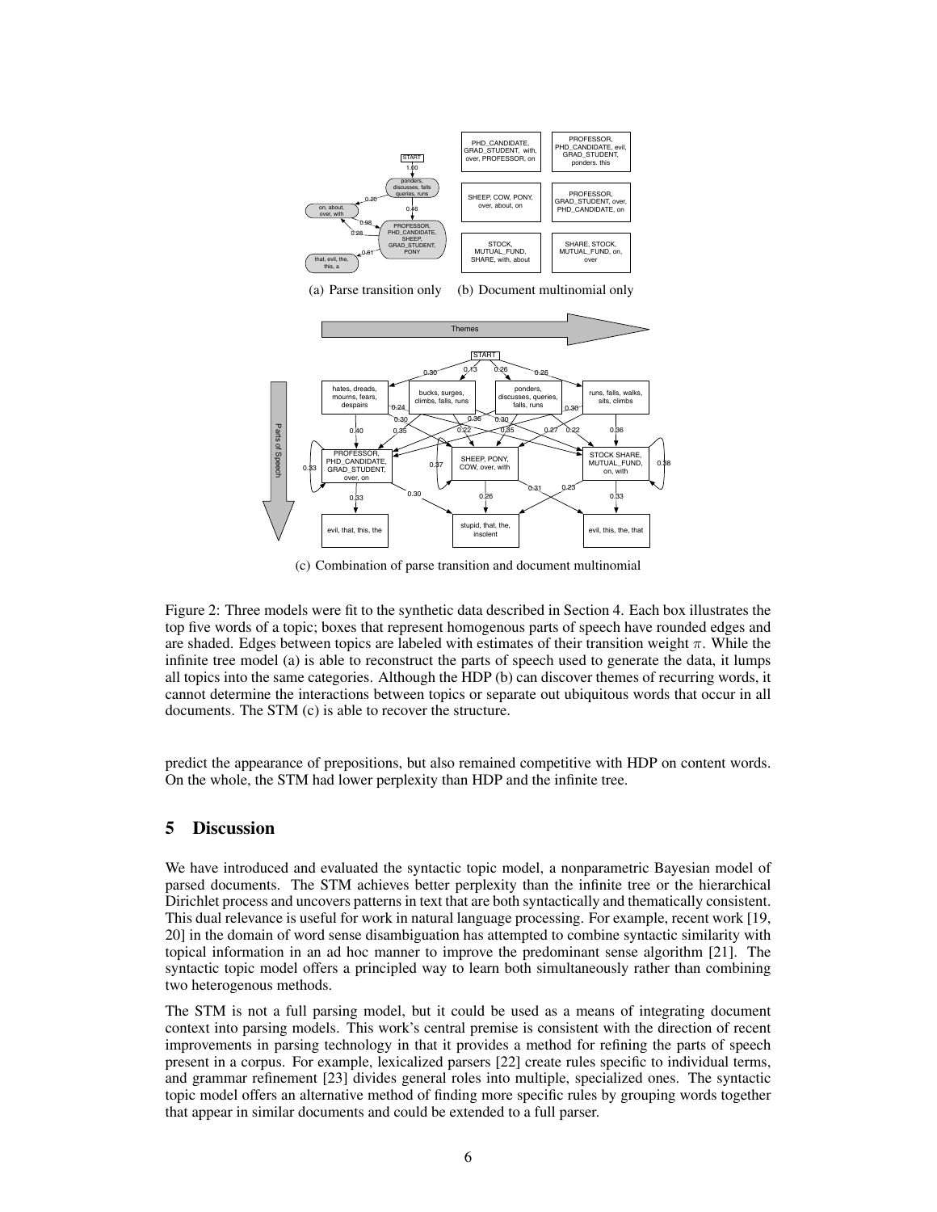(a) Parse transition only (b) Document multinomial only

(c) Combination of parse transition and document multinomial

Figure 2: Three models were fit to the synthetic data described in Section 4. Each box illustrates the top five words of a topic; boxes that represent homogenous parts of speech have rounded edges and are shaded. Edges between topics are labeled with estimates of their transition weight $\pi$. While the infinite tree model (a) is able to reconstruct the parts of speech used to generate the data, it lumps all topics into the same categories. Although the HDP (b) can discover themes of recurring words, it cannot determine the interactions between topics or separate out ubiquitous words that occur in all documents. The STM (c) is able to recover the structure.

predict the appearance of prepositions, but also remained competitive with HDP on content words. On the whole, the STM had lower perplexity than HDP and the infinite tree.

## 5 Discussion

We have introduced and evaluated the syntactic topic model, a nonparametric Bayesian model of parsed documents. The STM achieves better perplexity than the infinite tree or the hierarchical Dirichlet process and uncovers patterns in text that are both syntactically and thematically consistent. This dual relevance is useful for work in natural language processing. For example, recent work [19, 20] in the domain of word sense disambiguation has attempted to combine syntactic similarity with topical information in an ad hoc manner to improve the predominant sense algorithm [21]. The syntactic topic model offers a principled way to learn both simultaneously rather than combining two heterogenous methods.

The STM is not a full parsing model, but it could be used as a means of integrating document context into parsing models. This work's central premise is consistent with the direction of recent improvements in parsing technology in that it provides a method for refining the parts of speech present in a corpus. For example, lexicalized parsers [22] create rules specific to individual terms, and grammar refinement [23] divides general roles into multiple, specialized ones. The syntactic topic model offers an alternative method of finding more specific rules by grouping words together that appear in similar documents and could be extended to a full parser.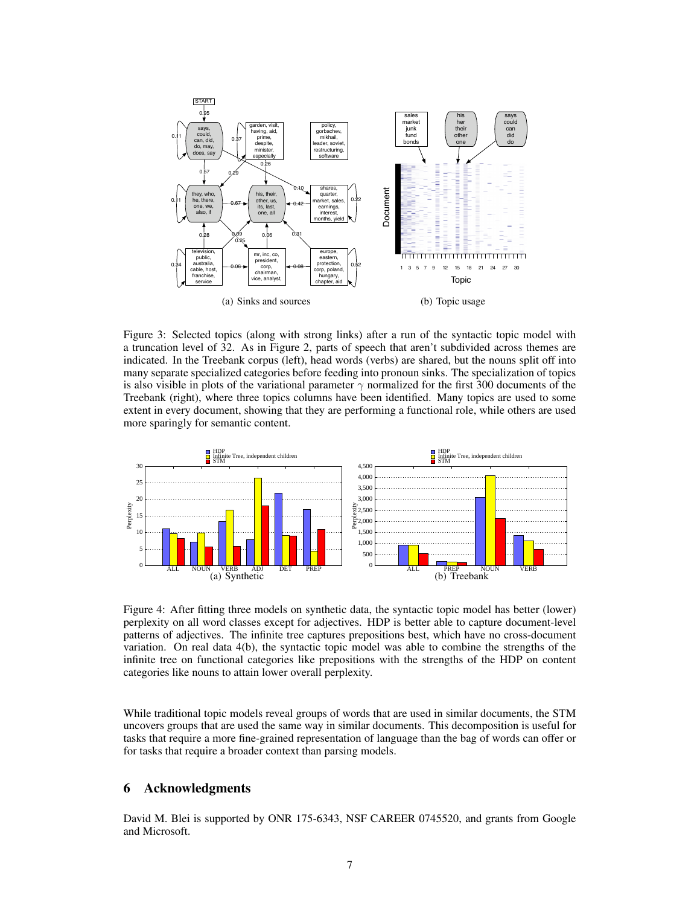(a) Sinks and sources

(b) Topic usage

Figure 3: Selected topics (along with strong links) after a run of the syntactic topic model with a truncation level of 32. As in Figure 2, parts of speech that aren't subdivided across themes are indicated. In the Treebank corpus (left), head words (verbs) are shared, but the nouns split off into many separate specialized categories before feeding into pronoun sinks. The specialization of topics is also visible in plots of the variational parameter $\gamma$ normalized for the first 300 documents of the Treebank (right), where three topics columns have been identified. Many topics are used to some extent in every document, showing that they are performing a functional role, while others are used more sparingly for semantic content.

(a) Synthetic

(b) Treebank

Figure 4: After fitting three models on synthetic data, the syntactic topic model has better (lower) perplexity on all word classes except for adjectives. HDP is better able to capture document-level patterns of adjectives. The infinite tree captures prepositions best, which have no cross-document variation. On real data 4(b), the syntactic topic model was able to combine the strengths of the infinite tree on functional categories like prepositions with the strengths of the HDP on content categories like nouns to attain lower overall perplexity.

While traditional topic models reveal groups of words that are used in similar documents, the STM uncovers groups that are used the same way in similar documents. This decomposition is useful for tasks that require a more fine-grained representation of language than the bag of words can offer or for tasks that require a broader context than parsing models.

## 6 Acknowledgments

David M. Blei is supported by ONR 175-6343, NSF CAREER 0745520, and grants from Google and Microsoft.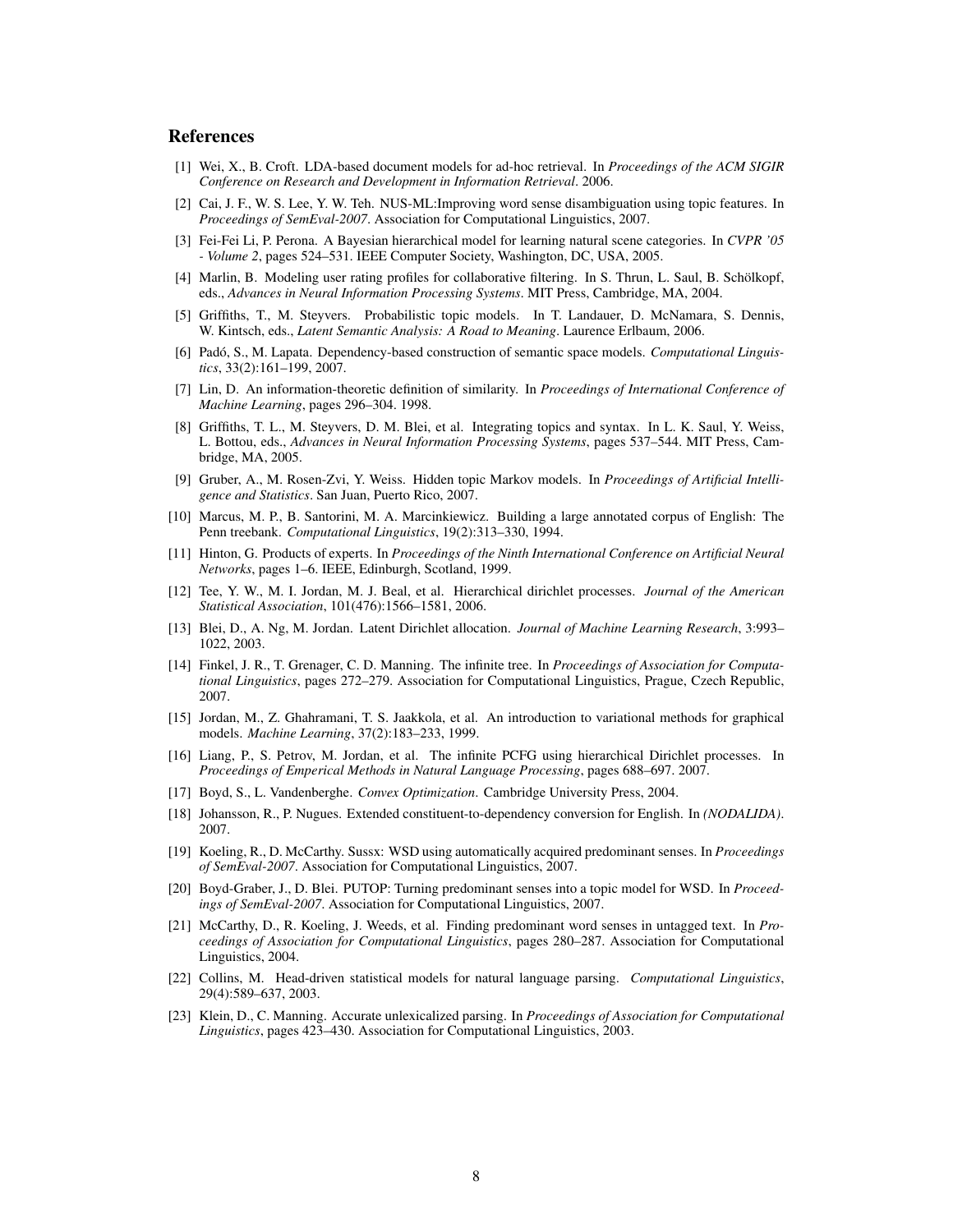## References

[1] Wei, X., B. Croft. LDA-based document models for ad-hoc retrieval. In *Proceedings of the ACM SIGIR Conference on Research and Development in Information Retrieval*. 2006.

[2] Cai, J. F., W. S. Lee, Y. W. Teh. NUS-ML:Improving word sense disambiguation using topic features. In *Proceedings of SemEval-2007*. Association for Computational Linguistics, 2007.

[3] Fei-Fei Li, P. Perona. A Bayesian hierarchical model for learning natural scene categories. In *CVPR '05 - Volume 2*, pages 524–531. IEEE Computer Society, Washington, DC, USA, 2005.

[4] Marlin, B. Modeling user rating profiles for collaborative filtering. In S. Thrun, L. Saul, B. Schölkopf, eds., *Advances in Neural Information Processing Systems*. MIT Press, Cambridge, MA, 2004.

[5] Griffiths, T., M. Steyvers. Probabilistic topic models. In T. Landauer, D. McNamara, S. Dennis, W. Kintsch, eds., *Latent Semantic Analysis: A Road to Meaning*. Laurence Erlbaum, 2006.

[6] Padó, S., M. Lapata. Dependency-based construction of semantic space models. *Computational Linguistics*, 33(2):161–199, 2007.

[7] Lin, D. An information-theoretic definition of similarity. In *Proceedings of International Conference of Machine Learning*, pages 296–304. 1998.

[8] Griffiths, T. L., M. Steyvers, D. M. Blei, et al. Integrating topics and syntax. In L. K. Saul, Y. Weiss, L. Bottou, eds., *Advances in Neural Information Processing Systems*, pages 537–544. MIT Press, Cambridge, MA, 2005.

[9] Gruber, A., M. Rosen-Zvi, Y. Weiss. Hidden topic Markov models. In *Proceedings of Artificial Intelligence and Statistics*. San Juan, Puerto Rico, 2007.

[10] Marcus, M. P., B. Santorini, M. A. Marcinkiewicz. Building a large annotated corpus of English: The Penn treebank. *Computational Linguistics*, 19(2):313–330, 1994.

[11] Hinton, G. Products of experts. In *Proceedings of the Ninth International Conference on Artificial Neural Networks*, pages 1–6. IEEE, Edinburgh, Scotland, 1999.

[12] Tee, Y. W., M. I. Jordan, M. J. Beal, et al. Hierarchical dirichlet processes. *Journal of the American Statistical Association*, 101(476):1566–1581, 2006.

[13] Blei, D., A. Ng, M. Jordan. Latent Dirichlet allocation. *Journal of Machine Learning Research*, 3:993–1022, 2003.

[14] Finkel, J. R., T. Grenager, C. D. Manning. The infinite tree. In *Proceedings of Association for Computational Linguistics*, pages 272–279. Association for Computational Linguistics, Prague, Czech Republic, 2007.

[15] Jordan, M., Z. Ghahramani, T. S. Jaakkola, et al. An introduction to variational methods for graphical models. *Machine Learning*, 37(2):183–233, 1999.

[16] Liang, P., S. Petrov, M. Jordan, et al. The infinite PCFG using hierarchical Dirichlet processes. In *Proceedings of Emperical Methods in Natural Language Processing*, pages 688–697. 2007.

[17] Boyd, S., L. Vandenberghe. *Convex Optimization*. Cambridge University Press, 2004.

[18] Johansson, R., P. Nugues. Extended constituent-to-dependency conversion for English. In *(NODALIDA)*. 2007.

[19] Koeling, R., D. McCarthy. Sussx: WSD using automatically acquired predominant senses. In *Proceedings of SemEval-2007*. Association for Computational Linguistics, 2007.

[20] Boyd-Graber, J., D. Blei. PUTOP: Turning predominant senses into a topic model for WSD. In *Proceedings of SemEval-2007*. Association for Computational Linguistics, 2007.

[21] McCarthy, D., R. Koeling, J. Weeds, et al. Finding predominant word senses in untagged text. In *Proceedings of Association for Computational Linguistics*, pages 280–287. Association for Computational Linguistics, 2004.

[22] Collins, M. Head-driven statistical models for natural language parsing. *Computational Linguistics*, 29(4):589–637, 2003.

[23] Klein, D., C. Manning. Accurate unlexicalized parsing. In *Proceedings of Association for Computational Linguistics*, pages 423–430. Association for Computational Linguistics, 2003.